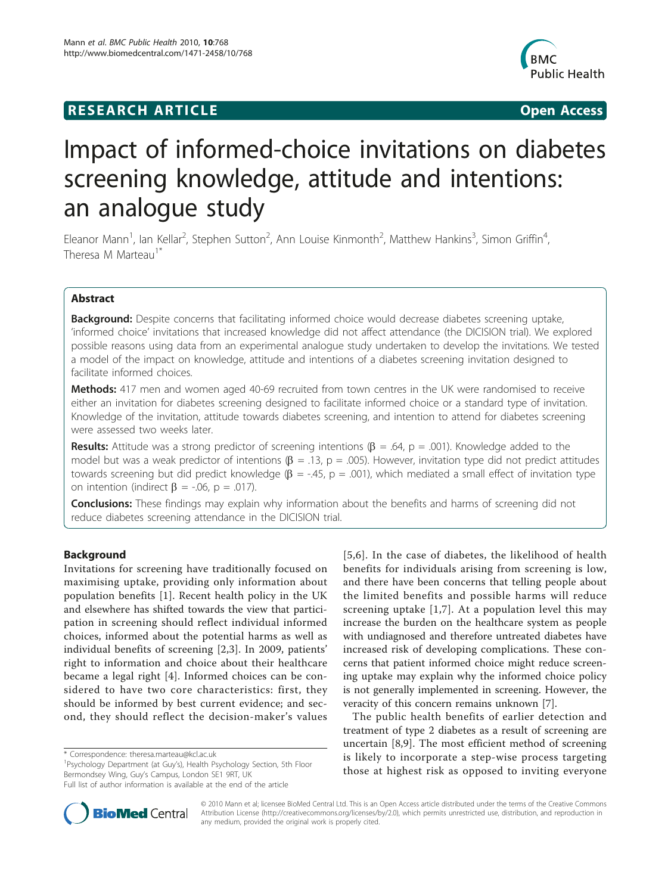RESEARCH ARTICLE **Open Access**

# Impact of informed-choice invitations on diabetes screening knowledge, attitude and intentions: an analogue study

Eleanor Mann[1], Ian Kellar[2], Stephen Sutton[2], Ann Louise Kinmonth[2], Matthew Hankins[3], Simon Griffin[4], Theresa M Marteau[1*]

## Abstract

**Background:** Despite concerns that facilitating informed choice would decrease diabetes screening uptake, 'informed choice' invitations that increased knowledge did not affect attendance (the DICISION trial). We explored possible reasons using data from an experimental analogue study undertaken to develop the invitations. We tested a model of the impact on knowledge, attitude and intentions of a diabetes screening invitation designed to facilitate informed choices.

**Methods:** 417 men and women aged 40-69 recruited from town centres in the UK were randomised to receive either an invitation for diabetes screening designed to facilitate informed choice or a standard type of invitation. Knowledge of the invitation, attitude towards diabetes screening, and intention to attend for diabetes screening were assessed two weeks later.

**Results:** Attitude was a strong predictor of screening intentions ($\beta$ = .64, p = .001). Knowledge added to the model but was a weak predictor of intentions ($\beta$ = .13, p = .005). However, invitation type did not predict attitudes towards screening but did predict knowledge ($\beta$ = -.45, p = .001), which mediated a small effect of invitation type on intention (indirect $\beta$ = -.06, p = .017).

**Conclusions:** These findings may explain why information about the benefits and harms of screening did not reduce diabetes screening attendance in the DICISION trial.

## Background

Invitations for screening have traditionally focused on maximising uptake, providing only information about population benefits [1]. Recent health policy in the UK and elsewhere has shifted towards the view that participation in screening should reflect individual informed choices, informed about the potential harms as well as individual benefits of screening [2,3]. In 2009, patients' right to information and choice about their healthcare became a legal right [4]. Informed choices can be considered to have two core characteristics: first, they should be informed by best current evidence; and second, they should reflect the decision-maker's values [5,6]. In the case of diabetes, the likelihood of health benefits for individuals arising from screening is low, and there have been concerns that telling people about the limited benefits and possible harms will reduce screening uptake [1,7]. At a population level this may increase the burden on the healthcare system as people with undiagnosed and therefore untreated diabetes have increased risk of developing complications. These concerns that patient informed choice might reduce screening uptake may explain why the informed choice policy is not generally implemented in screening. However, the veracity of this concern remains unknown [7].

The public health benefits of earlier detection and treatment of type 2 diabetes as a result of screening are uncertain [8,9]. The most efficient method of screening is likely to incorporate a step-wise process targeting those at highest risk as opposed to inviting everyone

\* Correspondence: theresa.marteau@kcl.ac.uk
[1]Psychology Department (at Guy's), Health Psychology Section, 5th Floor Bermondsey Wing, Guy's Campus, London SE1 9RT, UK
Full list of author information is available at the end of the article

© 2010 Mann et al; licensee BioMed Central Ltd. This is an Open Access article distributed under the terms of the Creative Commons Attribution License (http://creativecommons.org/licenses/by/2.0), which permits unrestricted use, distribution, and reproduction in any medium, provided the original work is properly cited.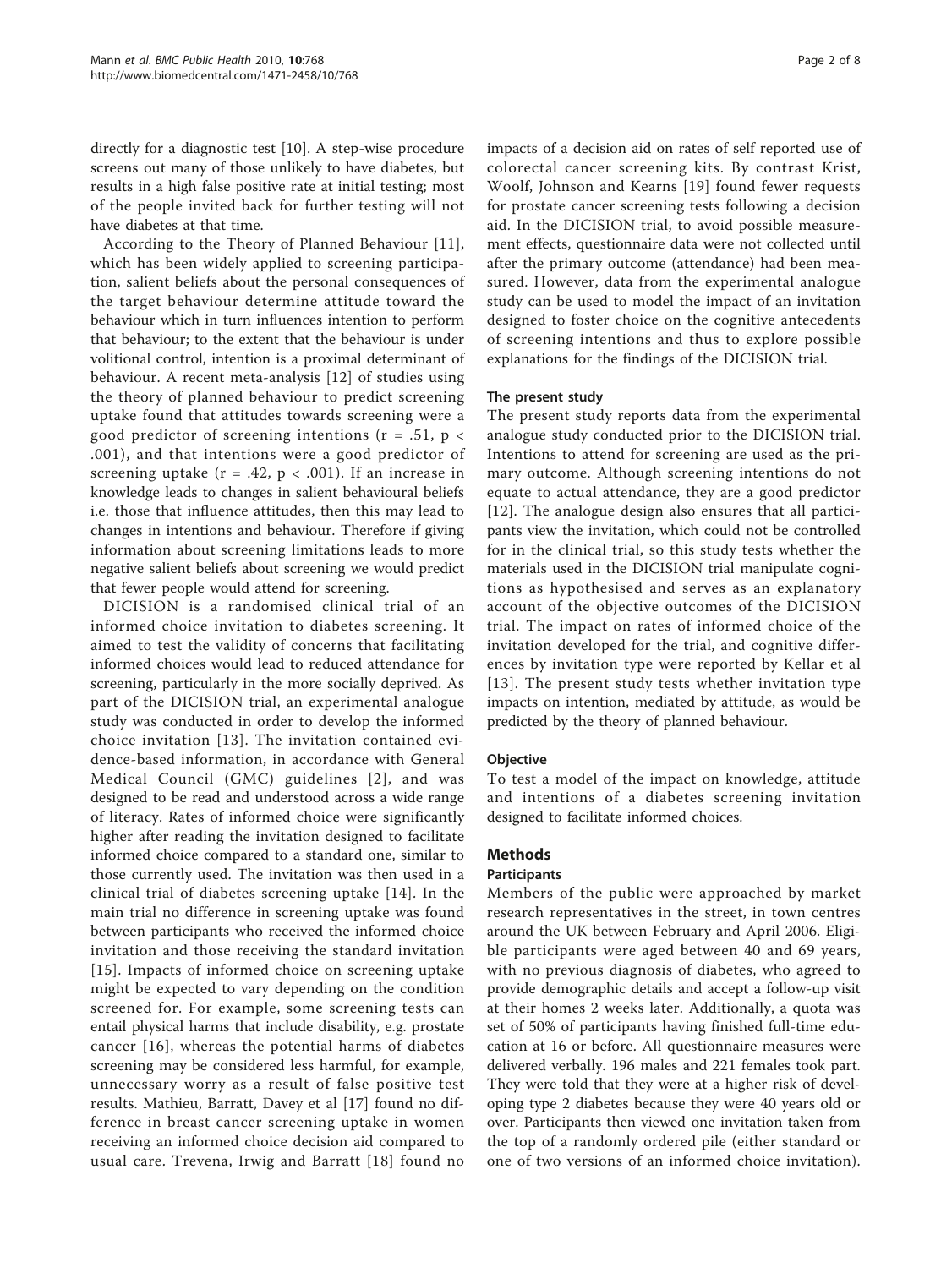directly for a diagnostic test [10]. A step-wise procedure screens out many of those unlikely to have diabetes, but results in a high false positive rate at initial testing; most of the people invited back for further testing will not have diabetes at that time.

According to the Theory of Planned Behaviour [11], which has been widely applied to screening participation, salient beliefs about the personal consequences of the target behaviour determine attitude toward the behaviour which in turn influences intention to perform that behaviour; to the extent that the behaviour is under volitional control, intention is a proximal determinant of behaviour. A recent meta-analysis [12] of studies using the theory of planned behaviour to predict screening uptake found that attitudes towards screening were a good predictor of screening intentions ($r = .51$, $p < .001$), and that intentions were a good predictor of screening uptake ($r = .42$, $p < .001$). If an increase in knowledge leads to changes in salient behavioural beliefs i.e. those that influence attitudes, then this may lead to changes in intentions and behaviour. Therefore if giving information about screening limitations leads to more negative salient beliefs about screening we would predict that fewer people would attend for screening.

DICISION is a randomised clinical trial of an informed choice invitation to diabetes screening. It aimed to test the validity of concerns that facilitating informed choices would lead to reduced attendance for screening, particularly in the more socially deprived. As part of the DICISION trial, an experimental analogue study was conducted in order to develop the informed choice invitation [13]. The invitation contained evidence-based information, in accordance with General Medical Council (GMC) guidelines [2], and was designed to be read and understood across a wide range of literacy. Rates of informed choice were significantly higher after reading the invitation designed to facilitate informed choice compared to a standard one, similar to those currently used. The invitation was then used in a clinical trial of diabetes screening uptake [14]. In the main trial no difference in screening uptake was found between participants who received the informed choice invitation and those receiving the standard invitation [15]. Impacts of informed choice on screening uptake might be expected to vary depending on the condition screened for. For example, some screening tests can entail physical harms that include disability, e.g. prostate cancer [16], whereas the potential harms of diabetes screening may be considered less harmful, for example, unnecessary worry as a result of false positive test results. Mathieu, Barratt, Davey et al [17] found no difference in breast cancer screening uptake in women receiving an informed choice decision aid compared to usual care. Trevena, Irwig and Barratt [18] found no impacts of a decision aid on rates of self reported use of colorectal cancer screening kits. By contrast Krist, Woolf, Johnson and Kearns [19] found fewer requests for prostate cancer screening tests following a decision aid. In the DICISION trial, to avoid possible measurement effects, questionnaire data were not collected until after the primary outcome (attendance) had been measured. However, data from the experimental analogue study can be used to model the impact of an invitation designed to foster choice on the cognitive antecedents of screening intentions and thus to explore possible explanations for the findings of the DICISION trial.

### The present study

The present study reports data from the experimental analogue study conducted prior to the DICISION trial. Intentions to attend for screening are used as the primary outcome. Although screening intentions do not equate to actual attendance, they are a good predictor [12]. The analogue design also ensures that all participants view the invitation, which could not be controlled for in the clinical trial, so this study tests whether the materials used in the DICISION trial manipulate cognitions as hypothesised and serves as an explanatory account of the objective outcomes of the DICISION trial. The impact on rates of informed choice of the invitation developed for the trial, and cognitive differences by invitation type were reported by Kellar et al [13]. The present study tests whether invitation type impacts on intention, mediated by attitude, as would be predicted by the theory of planned behaviour.

### Objective

To test a model of the impact on knowledge, attitude and intentions of a diabetes screening invitation designed to facilitate informed choices.

## Methods

### Participants

Members of the public were approached by market research representatives in the street, in town centres around the UK between February and April 2006. Eligible participants were aged between 40 and 69 years, with no previous diagnosis of diabetes, who agreed to provide demographic details and accept a follow-up visit at their homes 2 weeks later. Additionally, a quota was set of 50% of participants having finished full-time education at 16 or before. All questionnaire measures were delivered verbally. 196 males and 221 females took part. They were told that they were at a higher risk of developing type 2 diabetes because they were 40 years old or over. Participants then viewed one invitation taken from the top of a randomly ordered pile (either standard or one of two versions of an informed choice invitation).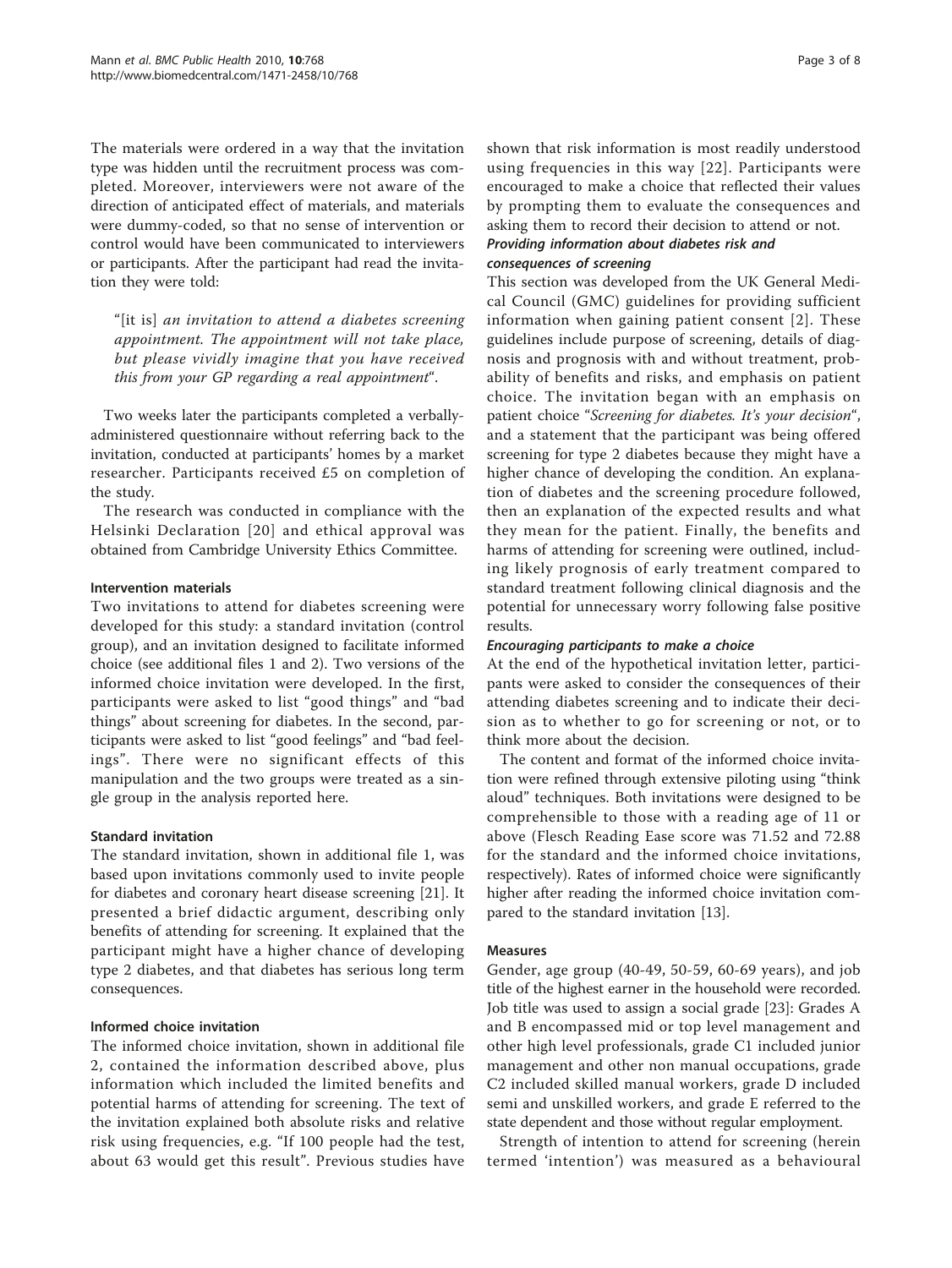The materials were ordered in a way that the invitation type was hidden until the recruitment process was completed. Moreover, interviewers were not aware of the direction of anticipated effect of materials, and materials were dummy-coded, so that no sense of intervention or control would have been communicated to interviewers or participants. After the participant had read the invitation they were told:

> "[it is] *an invitation to attend a diabetes screening appointment. The appointment will not take place, but please vividly imagine that you have received this from your GP regarding a real appointment*".

Two weeks later the participants completed a verbally-administered questionnaire without referring back to the invitation, conducted at participants' homes by a market researcher. Participants received £5 on completion of the study.

The research was conducted in compliance with the Helsinki Declaration [20] and ethical approval was obtained from Cambridge University Ethics Committee.

### Intervention materials

Two invitations to attend for diabetes screening were developed for this study: a standard invitation (control group), and an invitation designed to facilitate informed choice (see additional files 1 and 2). Two versions of the informed choice invitation were developed. In the first, participants were asked to list "good things" and "bad things" about screening for diabetes. In the second, participants were asked to list "good feelings" and "bad feelings". There were no significant effects of this manipulation and the two groups were treated as a single group in the analysis reported here.

### Standard invitation

The standard invitation, shown in additional file 1, was based upon invitations commonly used to invite people for diabetes and coronary heart disease screening [21]. It presented a brief didactic argument, describing only benefits of attending for screening. It explained that the participant might have a higher chance of developing type 2 diabetes, and that diabetes has serious long term consequences.

### Informed choice invitation

The informed choice invitation, shown in additional file 2, contained the information described above, plus information which included the limited benefits and potential harms of attending for screening. The text of the invitation explained both absolute risks and relative risk using frequencies, e.g. "If 100 people had the test, about 63 would get this result". Previous studies have shown that risk information is most readily understood using frequencies in this way [22]. Participants were encouraged to make a choice that reflected their values by prompting them to evaluate the consequences and asking them to record their decision to attend or not.

#### *Providing information about diabetes risk and consequences of screening*

This section was developed from the UK General Medical Council (GMC) guidelines for providing sufficient information when gaining patient consent [2]. These guidelines include purpose of screening, details of diagnosis and prognosis with and without treatment, probability of benefits and risks, and emphasis on patient choice. The invitation began with an emphasis on patient choice "*Screening for diabetes. It's your decision*", and a statement that the participant was being offered screening for type 2 diabetes because they might have a higher chance of developing the condition. An explanation of diabetes and the screening procedure followed, then an explanation of the expected results and what they mean for the patient. Finally, the benefits and harms of attending for screening were outlined, including likely prognosis of early treatment compared to standard treatment following clinical diagnosis and the potential for unnecessary worry following false positive results.

#### *Encouraging participants to make a choice*

At the end of the hypothetical invitation letter, participants were asked to consider the consequences of their attending diabetes screening and to indicate their decision as to whether to go for screening or not, or to think more about the decision.

The content and format of the informed choice invitation were refined through extensive piloting using "think aloud" techniques. Both invitations were designed to be comprehensible to those with a reading age of 11 or above (Flesch Reading Ease score was 71.52 and 72.88 for the standard and the informed choice invitations, respectively). Rates of informed choice were significantly higher after reading the informed choice invitation compared to the standard invitation [13].

### Measures

Gender, age group (40-49, 50-59, 60-69 years), and job title of the highest earner in the household were recorded. Job title was used to assign a social grade [23]: Grades A and B encompassed mid or top level management and other high level professionals, grade C1 included junior management and other non manual occupations, grade C2 included skilled manual workers, grade D included semi and unskilled workers, and grade E referred to the state dependent and those without regular employment.

Strength of intention to attend for screening (herein termed 'intention') was measured as a behavioural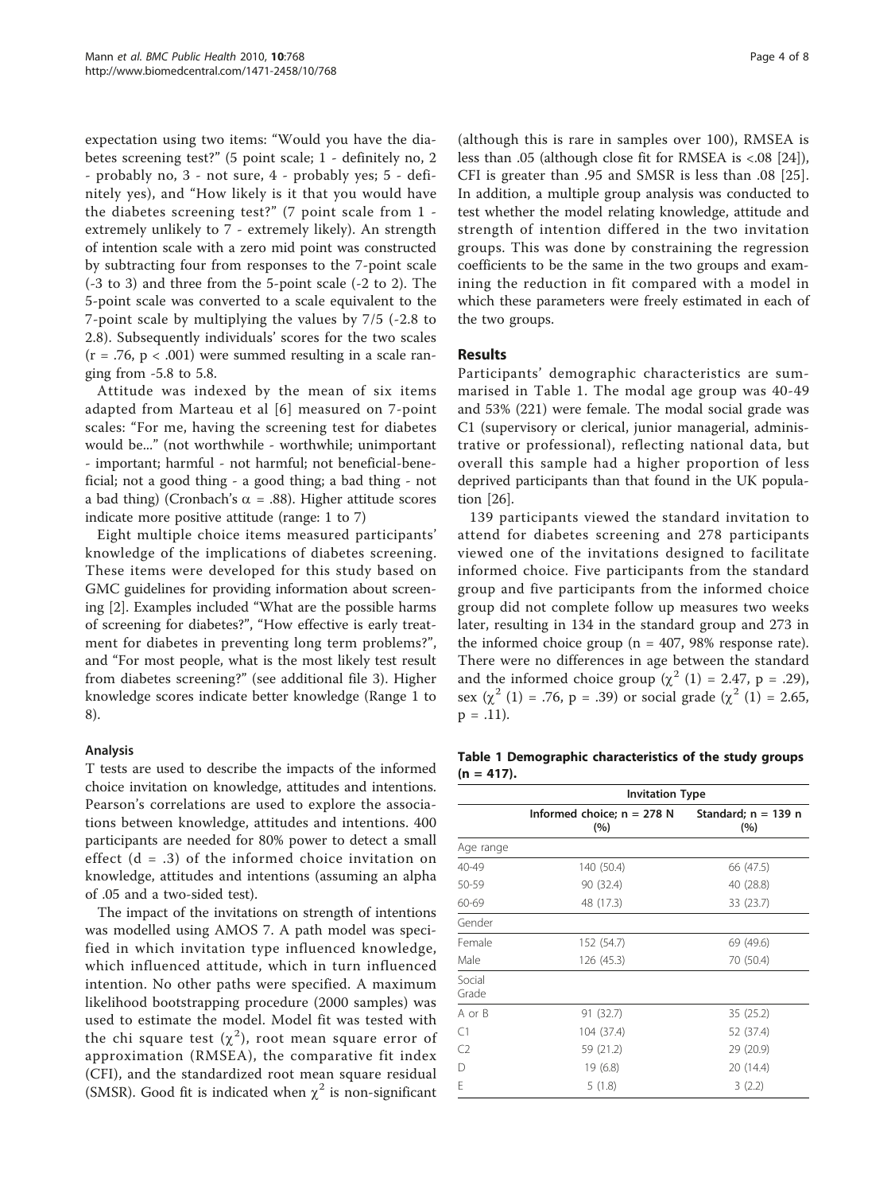expectation using two items: "Would you have the diabetes screening test?" (5 point scale; 1 - definitely no, 2 - probably no, 3 - not sure, 4 - probably yes; 5 - definitely yes), and "How likely is it that you would have the diabetes screening test?" (7 point scale from 1 - extremely unlikely to 7 - extremely likely). An strength of intention scale with a zero mid point was constructed by subtracting four from responses to the 7-point scale (-3 to 3) and three from the 5-point scale (-2 to 2). The 5-point scale was converted to a scale equivalent to the 7-point scale by multiplying the values by 7/5 (-2.8 to 2.8). Subsequently individuals' scores for the two scales ($r = .76$, $p < .001$) were summed resulting in a scale ranging from -5.8 to 5.8.

Attitude was indexed by the mean of six items adapted from Marteau et al [6] measured on 7-point scales: "For me, having the screening test for diabetes would be..." (not worthwhile - worthwhile; unimportant - important; harmful - not harmful; not beneficial-beneficial; not a good thing - a good thing; a bad thing - not a bad thing) (Cronbach's $\alpha = .88$). Higher attitude scores indicate more positive attitude (range: 1 to 7)

Eight multiple choice items measured participants' knowledge of the implications of diabetes screening. These items were developed for this study based on GMC guidelines for providing information about screening [2]. Examples included "What are the possible harms of screening for diabetes?", "How effective is early treatment for diabetes in preventing long term problems?", and "For most people, what is the most likely test result from diabetes screening?" (see additional file 3). Higher knowledge scores indicate better knowledge (Range 1 to 8).

### Analysis

T tests are used to describe the impacts of the informed choice invitation on knowledge, attitudes and intentions. Pearson's correlations are used to explore the associations between knowledge, attitudes and intentions. 400 participants are needed for 80% power to detect a small effect ($d = .3$) of the informed choice invitation on knowledge, attitudes and intentions (assuming an alpha of .05 and a two-sided test).

The impact of the invitations on strength of intentions was modelled using AMOS 7. A path model was specified in which invitation type influenced knowledge, which influenced attitude, which in turn influenced intention. No other paths were specified. A maximum likelihood bootstrapping procedure (2000 samples) was used to estimate the model. Model fit was tested with the chi square test ($\chi^2$), root mean square error of approximation (RMSEA), the comparative fit index (CFI), and the standardized root mean square residual (SMSR). Good fit is indicated when $\chi^2$ is non-significant (although this is rare in samples over 100), RMSEA is less than .05 (although close fit for RMSEA is <.08 [24]), CFI is greater than .95 and SMSR is less than .08 [25]. In addition, a multiple group analysis was conducted to test whether the model relating knowledge, attitude and strength of intention differed in the two invitation groups. This was done by constraining the regression coefficients to be the same in the two groups and examining the reduction in fit compared with a model in which these parameters were freely estimated in each of the two groups.

## Results

Participants' demographic characteristics are summarised in Table 1. The modal age group was 40-49 and 53% (221) were female. The modal social grade was C1 (supervisory or clerical, junior managerial, administrative or professional), reflecting national data, but overall this sample had a higher proportion of less deprived participants than that found in the UK population [26].

139 participants viewed the standard invitation to attend for diabetes screening and 278 participants viewed one of the invitations designed to facilitate informed choice. Five participants from the standard group and five participants from the informed choice group did not complete follow up measures two weeks later, resulting in 134 in the standard group and 273 in the informed choice group ($n = 407$, 98% response rate). There were no differences in age between the standard and the informed choice group ($\chi^2$ (1) = 2.47, $p = .29$), sex ($\chi^2$ (1) = .76, $p = .39$) or social grade ($\chi^2$ (1) = 2.65, $p = .11$).

**Table 1 Demographic characteristics of the study groups (n = 417).**

| | Invitation Type | |
|---|---|---|
| | Informed choice; n = 278 N (%) | Standard; n = 139 n (%) |
| Age range | | |
| 40-49 | 140 (50.4) | 66 (47.5) |
| 50-59 | 90 (32.4) | 40 (28.8) |
| 60-69 | 48 (17.3) | 33 (23.7) |
| Gender | | |
| Female | 152 (54.7) | 69 (49.6) |
| Male | 126 (45.3) | 70 (50.4) |
| Social Grade | | |
| A or B | 91 (32.7) | 35 (25.2) |
| C1 | 104 (37.4) | 52 (37.4) |
| C2 | 59 (21.2) | 29 (20.9) |
| D | 19 (6.8) | 20 (14.4) |
| E | 5 (1.8) | 3 (2.2) |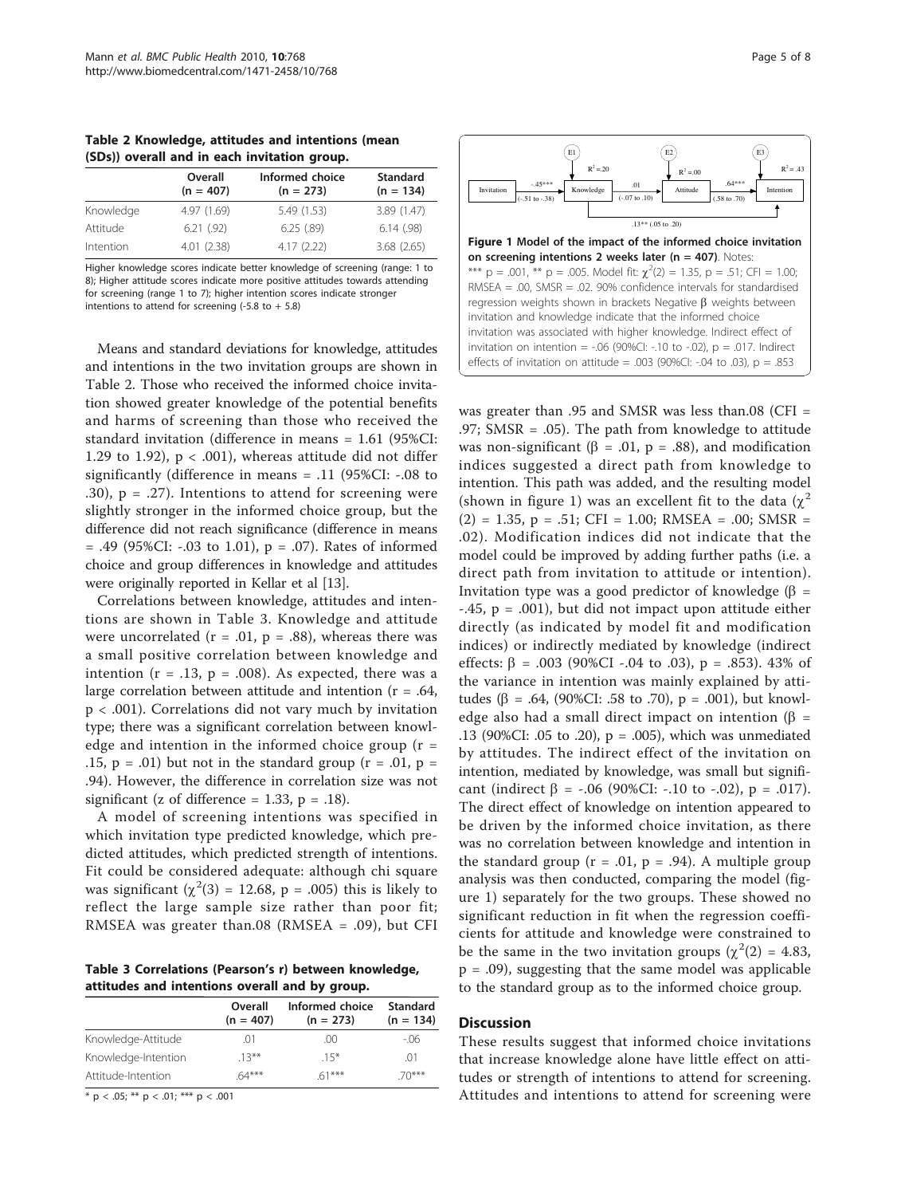**Table 2 Knowledge, attitudes and intentions (mean (SDs)) overall and in each invitation group.**

| | Overall (n = 407) | Informed choice (n = 273) | Standard (n = 134) |
|---|---|---|---|
| Knowledge | 4.97 (1.69) | 5.49 (1.53) | 3.89 (1.47) |
| Attitude | 6.21 (.92) | 6.25 (.89) | 6.14 (.98) |
| Intention | 4.01 (2.38) | 4.17 (2.22) | 3.68 (2.65) |

Higher knowledge scores indicate better knowledge of screening (range: 1 to 8); Higher attitude scores indicate more positive attitudes towards attending for screening (range 1 to 7); higher intention scores indicate stronger intentions to attend for screening (-5.8 to + 5.8)

Means and standard deviations for knowledge, attitudes and intentions in the two invitation groups are shown in Table 2. Those who received the informed choice invitation showed greater knowledge of the potential benefits and harms of screening than those who received the standard invitation (difference in means = 1.61 (95%CI: 1.29 to 1.92), $p < .001$), whereas attitude did not differ significantly (difference in means = .11 (95%CI: -.08 to .30), $p = .27$). Intentions to attend for screening were slightly stronger in the informed choice group, but the difference did not reach significance (difference in means = .49 (95%CI: -.03 to 1.01), $p = .07$). Rates of informed choice and group differences in knowledge and attitudes were originally reported in Kellar et al [13].

Correlations between knowledge, attitudes and intentions are shown in Table 3. Knowledge and attitude were uncorrelated ($r = .01$, $p = .88$), whereas there was a small positive correlation between knowledge and intention ($r = .13$, $p = .008$). As expected, there was a large correlation between attitude and intention ($r = .64$, $p < .001$). Correlations did not vary much by invitation type; there was a significant correlation between knowledge and intention in the informed choice group ($r = .15$, $p = .01$) but not in the standard group ($r = .01$, $p = .94$). However, the difference in correlation size was not significant (z of difference = 1.33, $p = .18$).

A model of screening intentions was specified in which invitation type predicted knowledge, which predicted attitudes, which predicted strength of intentions. Fit could be considered adequate: although chi square was significant ($\chi^2(3) = 12.68$, $p = .005$) this is likely to reflect the large sample size rather than poor fit; RMSEA was greater than.08 (RMSEA = .09), but CFI was greater than .95 and SMSR was less than.08 (CFI = .97; SMSR = .05). The path from knowledge to attitude was non-significant ($\beta = .01$, $p = .88$), and modification indices suggested a direct path from knowledge to intention. This path was added, and the resulting model (shown in figure 1) was an excellent fit to the data ($\chi^2(2) = 1.35$, $p = .51$; CFI = 1.00; RMSEA = .00; SMSR = .02). Modification indices did not indicate that the model could be improved by adding further paths (i.e. a direct path from invitation to attitude or intention). Invitation type was a good predictor of knowledge ($\beta = -.45$, $p = .001$), but did not impact upon attitude either directly (as indicated by model fit and modification indices) or indirectly mediated by knowledge (indirect effects: $\beta = .003$ (90%CI -.04 to .03), $p = .853$). 43% of the variance in intention was mainly explained by attitudes ($\beta = .64$, (90%CI: .58 to .70), $p = .001$), but knowledge also had a small direct impact on intention ($\beta = .13$ (90%CI: .05 to .20), $p = .005$), which was unmediated by attitudes. The indirect effect of the invitation on intention, mediated by knowledge, was small but significant (indirect $\beta = -.06$ (90%CI: -.10 to -.02), $p = .017$). The direct effect of knowledge on intention appeared to be driven by the informed choice invitation, as there was no correlation between knowledge and intention in the standard group ($r = .01$, $p = .94$). A multiple group analysis was then conducted, comparing the model (figure 1) separately for the two groups. These showed no significant reduction in fit when the regression coefficients for attitude and knowledge were constrained to be the same in the two invitation groups ($\chi^2(2) = 4.83$, $p = .09$), suggesting that the same model was applicable to the standard group as to the informed choice group.

**Figure 1 Model of the impact of the informed choice invitation on screening intentions 2 weeks later (n = 407)**. Notes: *** p = .001, ** p = .005. Model fit: $\chi^2(2) = 1.35$, p = .51; CFI = 1.00; RMSEA = .00, SMSR = .02. 90% confidence intervals for standardised regression weights shown in brackets Negative β weights between invitation and knowledge indicate that the informed choice invitation was associated with higher knowledge. Indirect effect of invitation on intention = -.06 (90%CI: -.10 to -.02), p = .017. Indirect effects of invitation on attitude = .003 (90%CI: -.04 to .03), p = .853

**Table 3 Correlations (Pearson's r) between knowledge, attitudes and intentions overall and by group.**

| | Overall (n = 407) | Informed choice (n = 273) | Standard (n = 134) |
|---|---|---|---|
| Knowledge-Attitude | .01 | .00 | -.06 |
| Knowledge-Intention | .13** | .15* | .01 |
| Attitude-Intention | .64*** | .61*** | .70*** |

* p < .05; ** p < .01; *** p < .001

## Discussion

These results suggest that informed choice invitations that increase knowledge alone have little effect on attitudes or strength of intentions to attend for screening. Attitudes and intentions to attend for screening were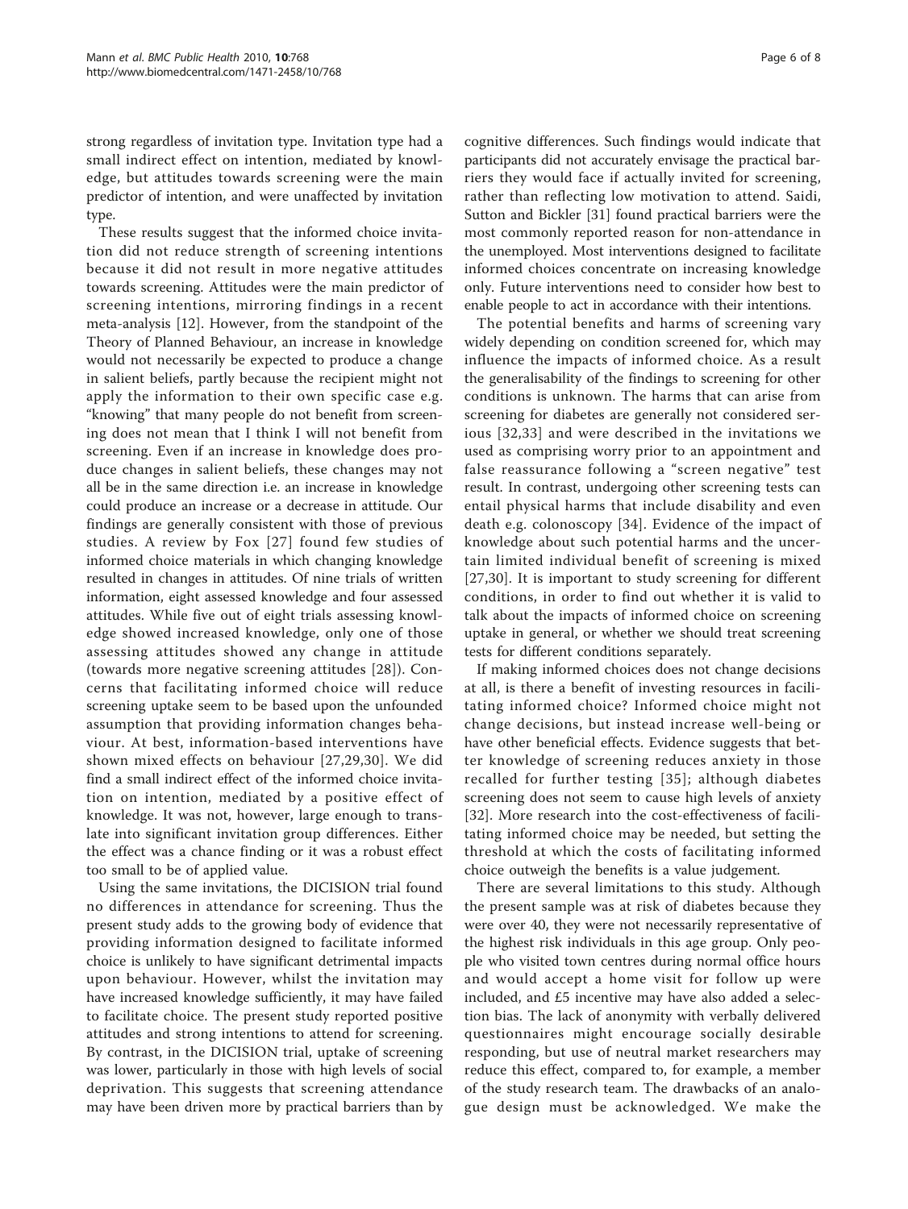strong regardless of invitation type. Invitation type had a small indirect effect on intention, mediated by knowledge, but attitudes towards screening were the main predictor of intention, and were unaffected by invitation type.

These results suggest that the informed choice invitation did not reduce strength of screening intentions because it did not result in more negative attitudes towards screening. Attitudes were the main predictor of screening intentions, mirroring findings in a recent meta-analysis [12]. However, from the standpoint of the Theory of Planned Behaviour, an increase in knowledge would not necessarily be expected to produce a change in salient beliefs, partly because the recipient might not apply the information to their own specific case e.g. "knowing" that many people do not benefit from screening does not mean that I think I will not benefit from screening. Even if an increase in knowledge does produce changes in salient beliefs, these changes may not all be in the same direction i.e. an increase in knowledge could produce an increase or a decrease in attitude. Our findings are generally consistent with those of previous studies. A review by Fox [27] found few studies of informed choice materials in which changing knowledge resulted in changes in attitudes. Of nine trials of written information, eight assessed knowledge and four assessed attitudes. While five out of eight trials assessing knowledge showed increased knowledge, only one of those assessing attitudes showed any change in attitude (towards more negative screening attitudes [28]). Concerns that facilitating informed choice will reduce screening uptake seem to be based upon the unfounded assumption that providing information changes behaviour. At best, information-based interventions have shown mixed effects on behaviour [27,29,30]. We did find a small indirect effect of the informed choice invitation on intention, mediated by a positive effect of knowledge. It was not, however, large enough to translate into significant invitation group differences. Either the effect was a chance finding or it was a robust effect too small to be of applied value.

Using the same invitations, the DICISION trial found no differences in attendance for screening. Thus the present study adds to the growing body of evidence that providing information designed to facilitate informed choice is unlikely to have significant detrimental impacts upon behaviour. However, whilst the invitation may have increased knowledge sufficiently, it may have failed to facilitate choice. The present study reported positive attitudes and strong intentions to attend for screening. By contrast, in the DICISION trial, uptake of screening was lower, particularly in those with high levels of social deprivation. This suggests that screening attendance may have been driven more by practical barriers than by cognitive differences. Such findings would indicate that participants did not accurately envisage the practical barriers they would face if actually invited for screening, rather than reflecting low motivation to attend. Saidi, Sutton and Bickler [31] found practical barriers were the most commonly reported reason for non-attendance in the unemployed. Most interventions designed to facilitate informed choices concentrate on increasing knowledge only. Future interventions need to consider how best to enable people to act in accordance with their intentions.

The potential benefits and harms of screening vary widely depending on condition screened for, which may influence the impacts of informed choice. As a result the generalisability of the findings to screening for other conditions is unknown. The harms that can arise from screening for diabetes are generally not considered serious [32,33] and were described in the invitations we used as comprising worry prior to an appointment and false reassurance following a "screen negative" test result. In contrast, undergoing other screening tests can entail physical harms that include disability and even death e.g. colonoscopy [34]. Evidence of the impact of knowledge about such potential harms and the uncertain limited individual benefit of screening is mixed [27,30]. It is important to study screening for different conditions, in order to find out whether it is valid to talk about the impacts of informed choice on screening uptake in general, or whether we should treat screening tests for different conditions separately.

If making informed choices does not change decisions at all, is there a benefit of investing resources in facilitating informed choice? Informed choice might not change decisions, but instead increase well-being or have other beneficial effects. Evidence suggests that better knowledge of screening reduces anxiety in those recalled for further testing [35]; although diabetes screening does not seem to cause high levels of anxiety [32]. More research into the cost-effectiveness of facilitating informed choice may be needed, but setting the threshold at which the costs of facilitating informed choice outweigh the benefits is a value judgement.

There are several limitations to this study. Although the present sample was at risk of diabetes because they were over 40, they were not necessarily representative of the highest risk individuals in this age group. Only people who visited town centres during normal office hours and would accept a home visit for follow up were included, and £5 incentive may have also added a selection bias. The lack of anonymity with verbally delivered questionnaires might encourage socially desirable responding, but use of neutral market researchers may reduce this effect, compared to, for example, a member of the study research team. The drawbacks of an analogue design must be acknowledged. We make the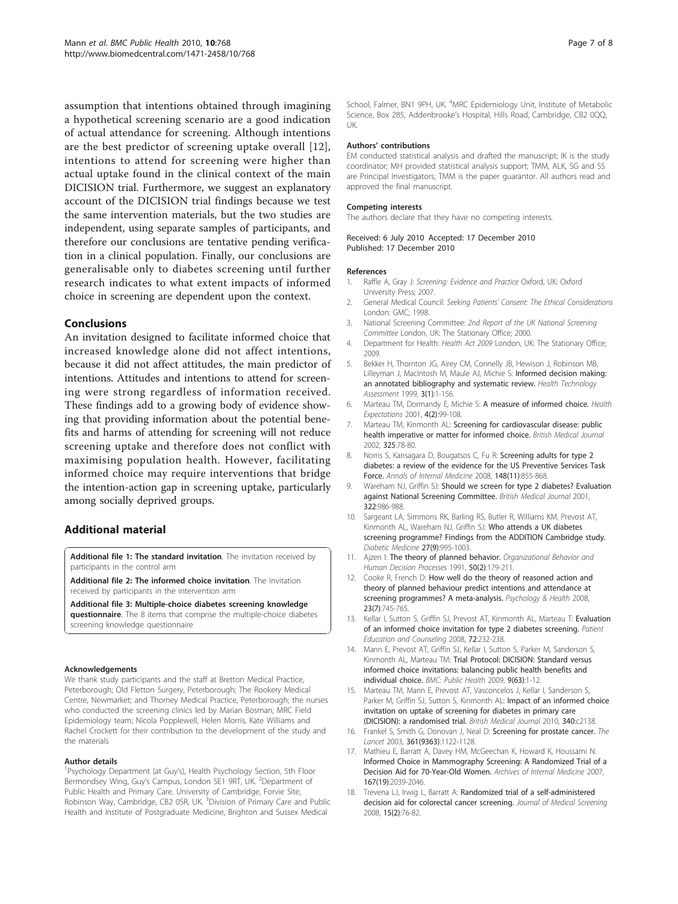assumption that intentions obtained through imagining a hypothetical screening scenario are a good indication of actual attendance for screening. Although intentions are the best predictor of screening uptake overall [12], intentions to attend for screening were higher than actual uptake found in the clinical context of the main DICISION trial. Furthermore, we suggest an explanatory account of the DICISION trial findings because we test the same intervention materials, but the two studies are independent, using separate samples of participants, and therefore our conclusions are tentative pending verification in a clinical population. Finally, our conclusions are generalisable only to diabetes screening until further research indicates to what extent impacts of informed choice in screening are dependent upon the context.

## Conclusions

An invitation designed to facilitate informed choice that increased knowledge alone did not affect intentions, because it did not affect attitudes, the main predictor of intentions. Attitudes and intentions to attend for screening were strong regardless of information received. These findings add to a growing body of evidence showing that providing information about the potential benefits and harms of attending for screening will not reduce screening uptake and therefore does not conflict with maximising population health. However, facilitating informed choice may require interventions that bridge the intention-action gap in screening uptake, particularly among socially deprived groups.

## Additional material

**Additional file 1: The standard invitation**. The invitation received by participants in the control arm

**Additional file 2: The informed choice invitation**. The invitation received by participants in the intervention arm

**Additional file 3: Multiple-choice diabetes screening knowledge questionnaire**. The 8 items that comprise the multiple-choice diabetes screening knowledge questionnaire

#### Acknowledgements

We thank study participants and the staff at Bretton Medical Practice, Peterborough; Old Fletton Surgery, Peterborough; The Rookery Medical Centre, Newmarket; and Thorney Medical Practice, Peterborough; the nurses who conducted the screening clinics led by Marian Bosman; MRC Field Epidemiology team; Nicola Popplewell, Helen Morris, Kate Williams and Rachel Crockett for their contribution to the development of the study and the materials

#### Author details

[1]Psychology Department (at Guy's), Health Psychology Section, 5th Floor Bermondsey Wing, Guy's Campus, London SE1 9RT, UK. [2]Department of Public Health and Primary Care, University of Cambridge, Forvie Site, Robinson Way, Cambridge, CB2 0SR, UK. [3]Division of Primary Care and Public Health and Institute of Postgraduate Medicine, Brighton and Sussex Medical School, Falmer, BN1 9PH, UK. [4]MRC Epidemiology Unit, Institute of Metabolic Science, Box 285, Addenbrooke's Hospital, Hills Road, Cambridge, CB2 0QQ, UK.

#### Authors' contributions

EM conducted statistical analysis and drafted the manuscript; IK is the study coordinator; MH provided statistical analysis support; TMM, ALK, SG and SS are Principal Investigators; TMM is the paper guarantor. All authors read and approved the final manuscript.

#### Competing interests

The authors declare that they have no competing interests.

Received: 6 July 2010 Accepted: 17 December 2010
Published: 17 December 2010

#### References

1. Raffle A, Gray J: *Screening: Evidence and Practice* Oxford, UK: Oxford University Press; 2007.
2. General Medical Council: *Seeking Patients' Consent: The Ethical Considerations* London: GMC; 1998.
3. National Screening Committee: *2nd Report of the UK National Screening Committee* London, UK: The Stationary Office; 2000.
4. Department for Health: *Health Act 2009* London, UK: The Stationary Office; 2009.
5. Bekker H, Thornton JG, Airey CM, Connelly JB, Hewison J, Robinson MB, Lilleyman J, MacIntosh M, Maule AJ, Michie S: **Informed decision making: an annotated bibliography and systematic review.** *Health Technology Assessment* 1999, **3(1)**:1-156.
6. Marteau TM, Dormandy E, Michie S: **A measure of informed choice.** *Health Expectations* 2001, **4(2)**:99-108.
7. Marteau TM, Kinmonth AL: **Screening for cardiovascular disease: public health imperative or matter for informed choice.** *British Medical Journal* 2002, **325**:78-80.
8. Norris S, Kansagara D, Bougatsos C, Fu R: **Screening adults for type 2 diabetes: a review of the evidence for the US Preventive Services Task Force.** *Annals of Internal Medicine* 2008, **148(11)**:855-868.
9. Wareham NJ, Griffin SJ: **Should we screen for type 2 diabetes? Evaluation against National Screening Committee.** *British Medical Journal* 2001, **322**:986-988.
10. Sargeant LA, Simmons RK, Barling RS, Butler R, Williams KM, Prevost AT, Kinmonth AL, Wareham NJ, Griffin SJ: **Who attends a UK diabetes screening programme? Findings from the ADDITION Cambridge study.** *Diabetic Medicine* **27(9)**:995-1003.
11. Ajzen I: **The theory of planned behavior.** *Organizational Behavior and Human Decision Processes* 1991, **50(2)**:179-211.
12. Cooke R, French D: **How well do the theory of reasoned action and theory of planned behaviour predict intentions and attendance at screening programmes? A meta-analysis.** *Psychology & Health* 2008, **23(7)**:745-765.
13. Kellar I, Sutton S, Griffin SJ, Prevost AT, Kinmonth AL, Marteau T: **Evaluation of an informed choice invitation for type 2 diabetes screening.** *Patient Education and Counseling* 2008, **72**:232-238.
14. Mann E, Prevost AT, Griffin SJ, Kellar I, Sutton S, Parker M, Sanderson S, Kinmonth AL, Marteau TM: **Trial Protocol: DICISION: Standard versus informed choice invitations: balancing public health benefits and individual choice.** *BMC: Public Health* 2009, **9(63)**:1-12.
15. Marteau TM, Mann E, Prevost AT, Vasconcelos J, Kellar I, Sanderson S, Parker M, Griffin SJ, Sutton S, Kinmonth AL: **Impact of an informed choice invitation on uptake of screening for diabetes in primary care (DICISION): a randomised trial.** *British Medical Journal* 2010, **340**:c2138.
16. Frankel S, Smith G, Donovan J, Neal D: **Screening for prostate cancer.** *The Lancet* 2003, **361(9363)**:1122-1128.
17. Mathieu E, Barratt A, Davey HM, McGeechan K, Howard K, Houssami N: **Informed Choice in Mammography Screening: A Randomized Trial of a Decision Aid for 70-Year-Old Women.** *Archives of Internal Medicine* 2007, **167(19)**:2039-2046.
18. Trevena LJ, Irwig L, Barratt A: **Randomized trial of a self-administered decision aid for colorectal cancer screening.** *Journal of Medical Screening* 2008, **15(2)**:76-82.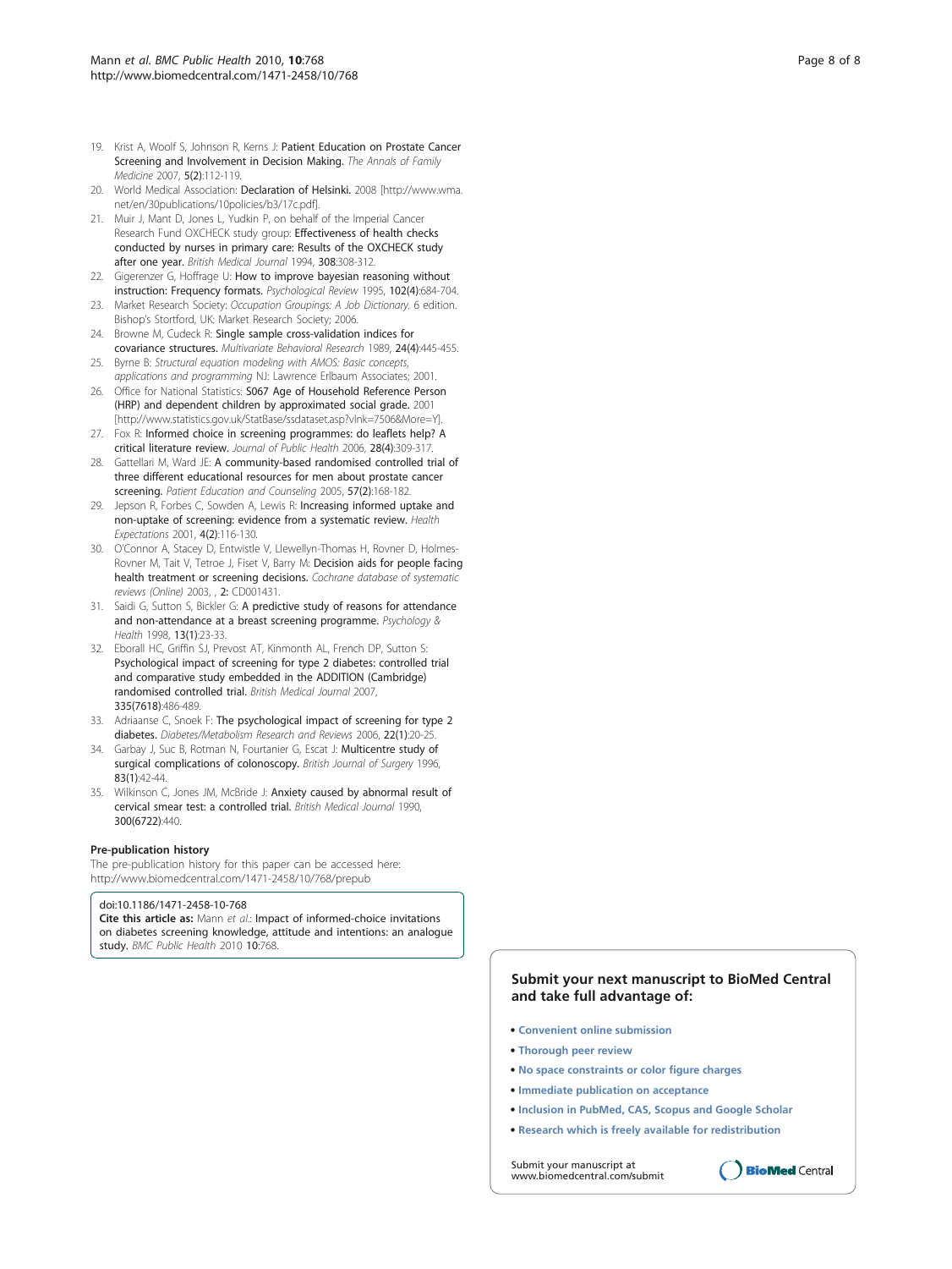19. Krist A, Woolf S, Johnson R, Kerns J: **Patient Education on Prostate Cancer Screening and Involvement in Decision Making.** *The Annals of Family Medicine* 2007, **5(2)**:112-119.
20. World Medical Association: **Declaration of Helsinki.** 2008 [http://www.wma.net/en/30publications/10policies/b3/17c.pdf].
21. Muir J, Mant D, Jones L, Yudkin P, on behalf of the Imperial Cancer Research Fund OXCHECK study group: **Effectiveness of health checks conducted by nurses in primary care: Results of the OXCHECK study after one year.** *British Medical Journal* 1994, **308**:308-312.
22. Gigerenzer G, Hoffrage U: **How to improve bayesian reasoning without instruction: Frequency formats.** *Psychological Review* 1995, **102(4)**:684-704.
23. Market Research Society: *Occupation Groupings: A Job Dictionary.* 6 edition. Bishop's Stortford, UK: Market Research Society; 2006.
24. Browne M, Cudeck R: **Single sample cross-validation indices for covariance structures.** *Multivariate Behavioral Research* 1989, **24(4)**:445-455.
25. Byrne B: *Structural equation modeling with AMOS: Basic concepts, applications and programming* NJ: Lawrence Erlbaum Associates; 2001.
26. Office for National Statistics: **S067 Age of Household Reference Person (HRP) and dependent children by approximated social grade.** 2001 [http://www.statistics.gov.uk/StatBase/ssdataset.asp?vlnk=7506&More=Y].
27. Fox R: **Informed choice in screening programmes: do leaflets help? A critical literature review.** *Journal of Public Health* 2006, **28(4)**:309-317.
28. Gattellari M, Ward JE: **A community-based randomised controlled trial of three different educational resources for men about prostate cancer screening.** *Patient Education and Counseling* 2005, **57(2)**:168-182.
29. Jepson R, Forbes C, Sowden A, Lewis R: **Increasing informed uptake and non-uptake of screening: evidence from a systematic review.** *Health Expectations* 2001, **4(2)**:116-130.
30. O'Connor A, Stacey D, Entwistle V, Llewellyn-Thomas H, Rovner D, Holmes-Rovner M, Tait V, Tetroe J, Fiset V, Barry M: **Decision aids for people facing health treatment or screening decisions.** *Cochrane database of systematic reviews (Online)* 2003, , **2:** CD001431.
31. Saidi G, Sutton S, Bickler G: **A predictive study of reasons for attendance and non-attendance at a breast screening programme.** *Psychology & Health* 1998, **13(1)**:23-33.
32. Eborall HC, Griffin SJ, Prevost AT, Kinmonth AL, French DP, Sutton S: **Psychological impact of screening for type 2 diabetes: controlled trial and comparative study embedded in the ADDITION (Cambridge) randomised controlled trial.** *British Medical Journal* 2007, **335(7618)**:486-489.
33. Adriaanse C, Snoek F: **The psychological impact of screening for type 2 diabetes.** *Diabetes/Metabolism Research and Reviews* 2006, **22(1)**:20-25.
34. Garbay J, Suc B, Rotman N, Fourtanier G, Escat J: **Multicentre study of surgical complications of colonoscopy.** *British Journal of Surgery* 1996, **83(1)**:42-44.
35. Wilkinson C, Jones JM, McBride J: **Anxiety caused by abnormal result of cervical smear test: a controlled trial.** *British Medical Journal* 1990, **300(6722)**:440.

### Pre-publication history

The pre-publication history for this paper can be accessed here: http://www.biomedcentral.com/1471-2458/10/768/prepub

doi:10.1186/1471-2458-10-768

**Cite this article as:** Mann *et al.*: Impact of informed-choice invitations on diabetes screening knowledge, attitude and intentions: an analogue study. *BMC Public Health* 2010 **10**:768.

**Submit your next manuscript to BioMed Central and take full advantage of:**

- Convenient online submission
- Thorough peer review
- No space constraints or color figure charges
- Immediate publication on acceptance
- Inclusion in PubMed, CAS, Scopus and Google Scholar
- Research which is freely available for redistribution

Submit your manuscript at www.biomedcentral.com/submit

BioMed Central